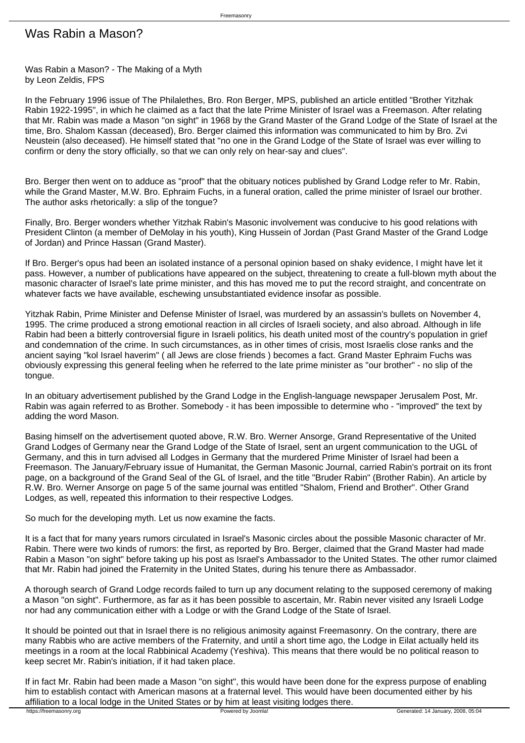# Was Rabin a Mason?

Was Rabin a Mason? - The Making of a Myth
by Leon Zeldis, FPS

In the February 1996 issue of The Philalethes, Bro. Ron Berger, MPS, published an article entitled "Brother Yitzhak Rabin 1922-1995", in which he claimed as a fact that the late Prime Minister of Israel was a Freemason. After relating that Mr. Rabin was made a Mason "on sight" in 1968 by the Grand Master of the Grand Lodge of the State of Israel at the time, Bro. Shalom Kassan (deceased), Bro. Berger claimed this information was communicated to him by Bro. Zvi Neustein (also deceased). He himself stated that "no one in the Grand Lodge of the State of Israel was ever willing to confirm or deny the story officially, so that we can only rely on hear-say and clues".

Bro. Berger then went on to adduce as "proof" that the obituary notices published by Grand Lodge refer to Mr. Rabin, while the Grand Master, M.W. Bro. Ephraim Fuchs, in a funeral oration, called the prime minister of Israel our brother. The author asks rhetorically: a slip of the tongue?

Finally, Bro. Berger wonders whether Yitzhak Rabin's Masonic involvement was conducive to his good relations with President Clinton (a member of DeMolay in his youth), King Hussein of Jordan (Past Grand Master of the Grand Lodge of Jordan) and Prince Hassan (Grand Master).

If Bro. Berger's opus had been an isolated instance of a personal opinion based on shaky evidence, I might have let it pass. However, a number of publications have appeared on the subject, threatening to create a full-blown myth about the masonic character of Israel's late prime minister, and this has moved me to put the record straight, and concentrate on whatever facts we have available, eschewing unsubstantiated evidence insofar as possible.

Yitzhak Rabin, Prime Minister and Defense Minister of Israel, was murdered by an assassin's bullets on November 4, 1995. The crime produced a strong emotional reaction in all circles of Israeli society, and also abroad. Although in life Rabin had been a bitterly controversial figure in Israeli politics, his death united most of the country's population in grief and condemnation of the crime. In such circumstances, as in other times of crisis, most Israelis close ranks and the ancient saying "kol Israel haverim" ( all Jews are close friends ) becomes a fact. Grand Master Ephraim Fuchs was obviously expressing this general feeling when he referred to the late prime minister as "our brother" - no slip of the tongue.

In an obituary advertisement published by the Grand Lodge in the English-language newspaper Jerusalem Post, Mr. Rabin was again referred to as Brother. Somebody - it has been impossible to determine who - "improved" the text by adding the word Mason.

Basing himself on the advertisement quoted above, R.W. Bro. Werner Ansorge, Grand Representative of the United Grand Lodges of Germany near the Grand Lodge of the State of Israel, sent an urgent communication to the UGL of Germany, and this in turn advised all Lodges in Germany that the murdered Prime Minister of Israel had been a Freemason. The January/February issue of Humanitat, the German Masonic Journal, carried Rabin's portrait on its front page, on a background of the Grand Seal of the GL of Israel, and the title "Bruder Rabin" (Brother Rabin). An article by R.W. Bro. Werner Ansorge on page 5 of the same journal was entitled "Shalom, Friend and Brother". Other Grand Lodges, as well, repeated this information to their respective Lodges.

So much for the developing myth. Let us now examine the facts.

It is a fact that for many years rumors circulated in Israel's Masonic circles about the possible Masonic character of Mr. Rabin. There were two kinds of rumors: the first, as reported by Bro. Berger, claimed that the Grand Master had made Rabin a Mason "on sight" before taking up his post as Israel's Ambassador to the United States. The other rumor claimed that Mr. Rabin had joined the Fraternity in the United States, during his tenure there as Ambassador.

A thorough search of Grand Lodge records failed to turn up any document relating to the supposed ceremony of making a Mason "on sight". Furthermore, as far as it has been possible to ascertain, Mr. Rabin never visited any Israeli Lodge nor had any communication either with a Lodge or with the Grand Lodge of the State of Israel.

It should be pointed out that in Israel there is no religious animosity against Freemasonry. On the contrary, there are many Rabbis who are active members of the Fraternity, and until a short time ago, the Lodge in Eilat actually held its meetings in a room at the local Rabbinical Academy (Yeshiva). This means that there would be no political reason to keep secret Mr. Rabin's initiation, if it had taken place.

If in fact Mr. Rabin had been made a Mason "on sight", this would have been done for the express purpose of enabling him to establish contact with American masons at a fraternal level. This would have been documented either by his affiliation to a local lodge in the United States or by him at least visiting lodges there.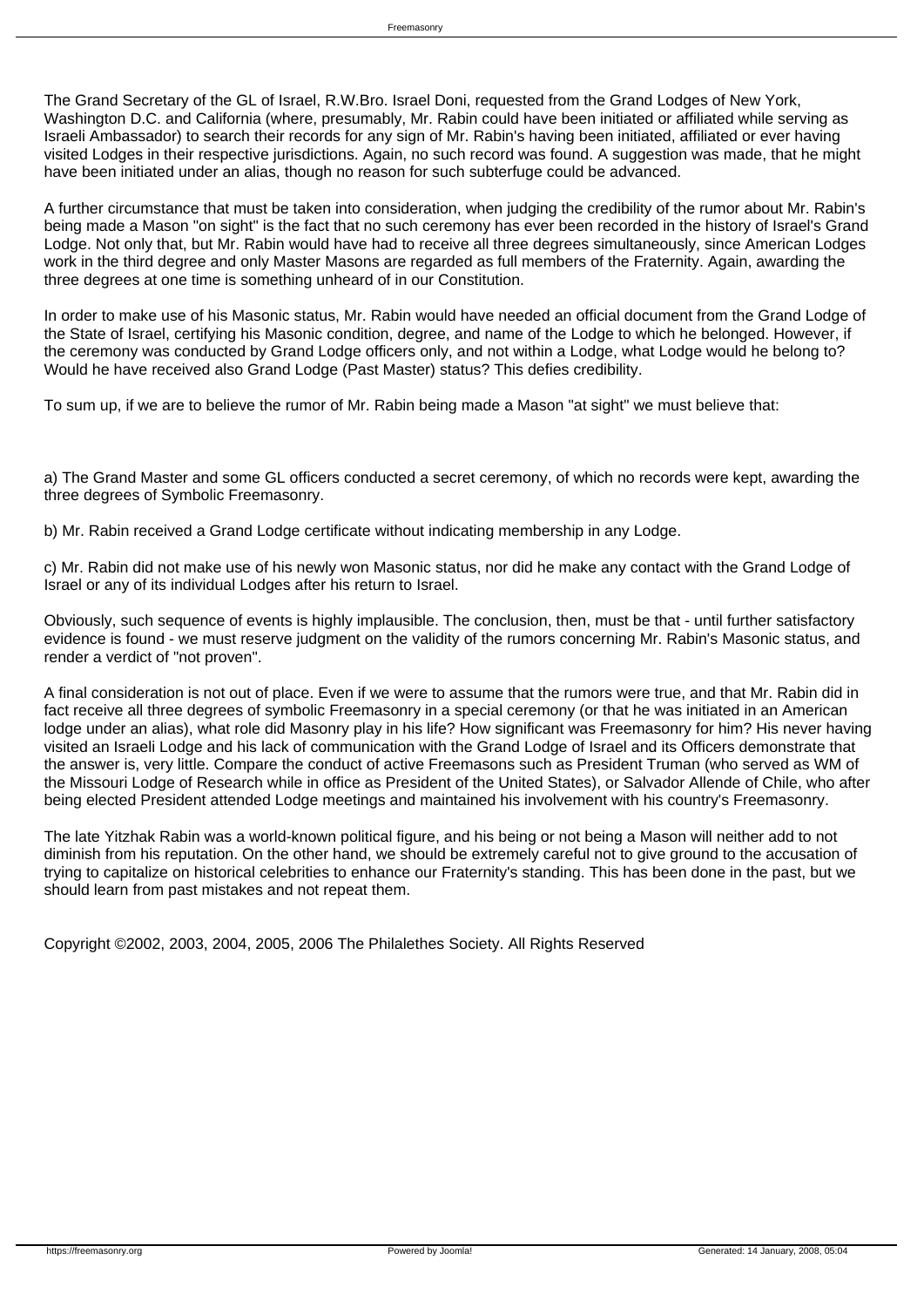The Grand Secretary of the GL of Israel, R.W.Bro. Israel Doni, requested from the Grand Lodges of New York, Washington D.C. and California (where, presumably, Mr. Rabin could have been initiated or affiliated while serving as Israeli Ambassador) to search their records for any sign of Mr. Rabin's having been initiated, affiliated or ever having visited Lodges in their respective jurisdictions. Again, no such record was found. A suggestion was made, that he might have been initiated under an alias, though no reason for such subterfuge could be advanced.

A further circumstance that must be taken into consideration, when judging the credibility of the rumor about Mr. Rabin's being made a Mason "on sight" is the fact that no such ceremony has ever been recorded in the history of Israel's Grand Lodge. Not only that, but Mr. Rabin would have had to receive all three degrees simultaneously, since American Lodges work in the third degree and only Master Masons are regarded as full members of the Fraternity. Again, awarding the three degrees at one time is something unheard of in our Constitution.

In order to make use of his Masonic status, Mr. Rabin would have needed an official document from the Grand Lodge of the State of Israel, certifying his Masonic condition, degree, and name of the Lodge to which he belonged. However, if the ceremony was conducted by Grand Lodge officers only, and not within a Lodge, what Lodge would he belong to? Would he have received also Grand Lodge (Past Master) status? This defies credibility.

To sum up, if we are to believe the rumor of Mr. Rabin being made a Mason "at sight" we must believe that:

a) The Grand Master and some GL officers conducted a secret ceremony, of which no records were kept, awarding the three degrees of Symbolic Freemasonry.

b) Mr. Rabin received a Grand Lodge certificate without indicating membership in any Lodge.

c) Mr. Rabin did not make use of his newly won Masonic status, nor did he make any contact with the Grand Lodge of Israel or any of its individual Lodges after his return to Israel.

Obviously, such sequence of events is highly implausible. The conclusion, then, must be that - until further satisfactory evidence is found - we must reserve judgment on the validity of the rumors concerning Mr. Rabin's Masonic status, and render a verdict of "not proven".

A final consideration is not out of place. Even if we were to assume that the rumors were true, and that Mr. Rabin did in fact receive all three degrees of symbolic Freemasonry in a special ceremony (or that he was initiated in an American lodge under an alias), what role did Masonry play in his life? How significant was Freemasonry for him? His never having visited an Israeli Lodge and his lack of communication with the Grand Lodge of Israel and its Officers demonstrate that the answer is, very little. Compare the conduct of active Freemasons such as President Truman (who served as WM of the Missouri Lodge of Research while in office as President of the United States), or Salvador Allende of Chile, who after being elected President attended Lodge meetings and maintained his involvement with his country's Freemasonry.

The late Yitzhak Rabin was a world-known political figure, and his being or not being a Mason will neither add to not diminish from his reputation. On the other hand, we should be extremely careful not to give ground to the accusation of trying to capitalize on historical celebrities to enhance our Fraternity's standing. This has been done in the past, but we should learn from past mistakes and not repeat them.

Copyright ©2002, 2003, 2004, 2005, 2006 The Philalethes Society. All Rights Reserved